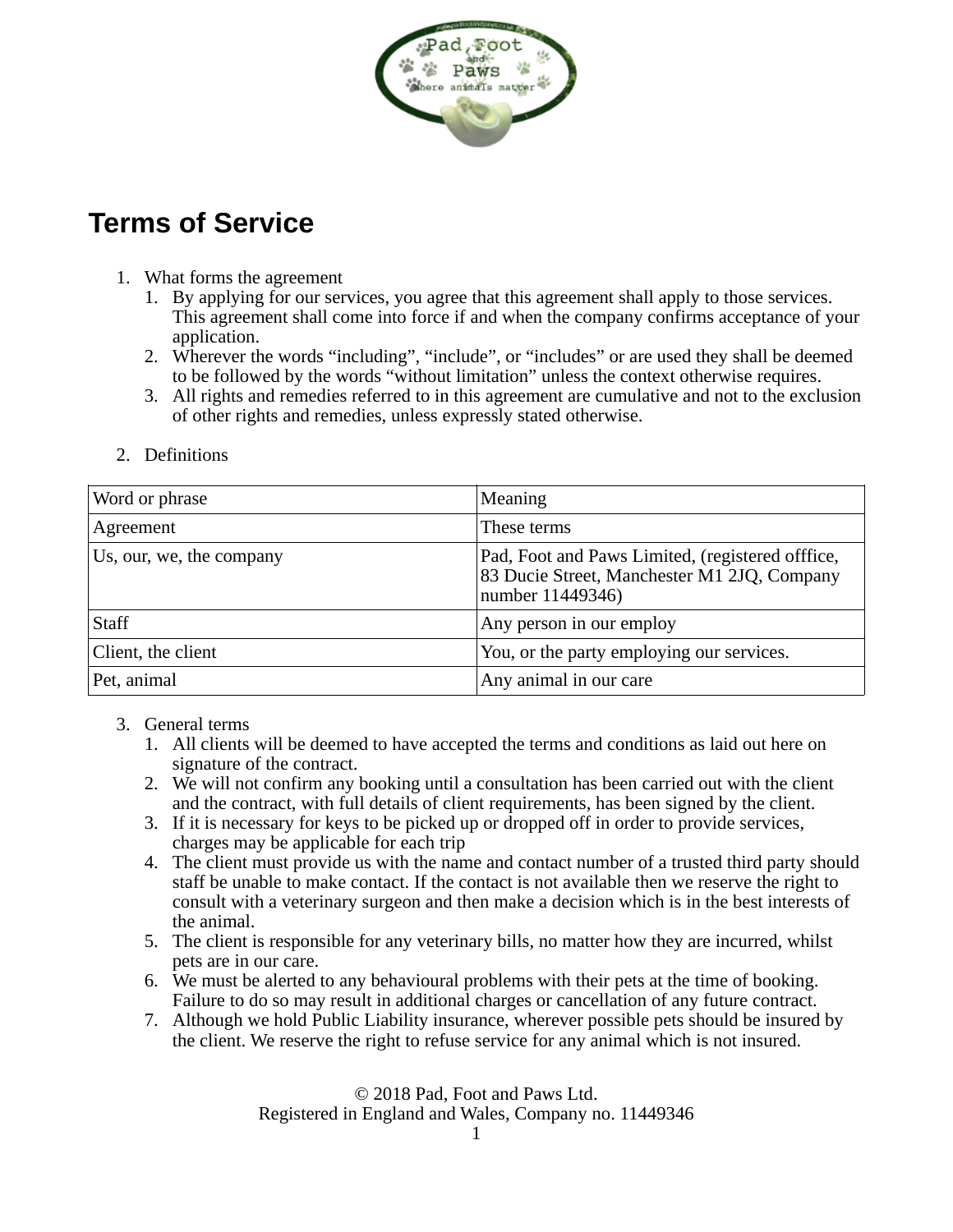# Terms of Service

1. What forms the agreement
    1. By applying for our services, you agree that this agreement shall apply to those services. This agreement shall come into force if and when the company confirms acceptance of your application.
    2. Wherever the words “including”, “include”, or “includes” or are used they shall be deemed to be followed by the words “without limitation” unless the context otherwise requires.
    3. All rights and remedies referred to in this agreement are cumulative and not to the exclusion of other rights and remedies, unless expressly stated otherwise.

2. Definitions

| Word or phrase | Meaning |
| --- | --- |
| Agreement | These terms |
| Us, our, we, the company | Pad, Foot and Paws Limited, (registered offfice, 83 Ducie Street, Manchester M1 2JQ, Company number 11449346) |
| Staff | Any person in our employ |
| Client, the client | You, or the party employing our services. |
| Pet, animal | Any animal in our care |

3. General terms
    1. All clients will be deemed to have accepted the terms and conditions as laid out here on signature of the contract.
    2. We will not confirm any booking until a consultation has been carried out with the client and the contract, with full details of client requirements, has been signed by the client.
    3. If it is necessary for keys to be picked up or dropped off in order to provide services, charges may be applicable for each trip
    4. The client must provide us with the name and contact number of a trusted third party should staff be unable to make contact. If the contact is not available then we reserve the right to consult with a veterinary surgeon and then make a decision which is in the best interests of the animal.
    5. The client is responsible for any veterinary bills, no matter how they are incurred, whilst pets are in our care.
    6. We must be alerted to any behavioural problems with their pets at the time of booking. Failure to do so may result in additional charges or cancellation of any future contract.
    7. Although we hold Public Liability insurance, wherever possible pets should be insured by the client. We reserve the right to refuse service for any animal which is not insured.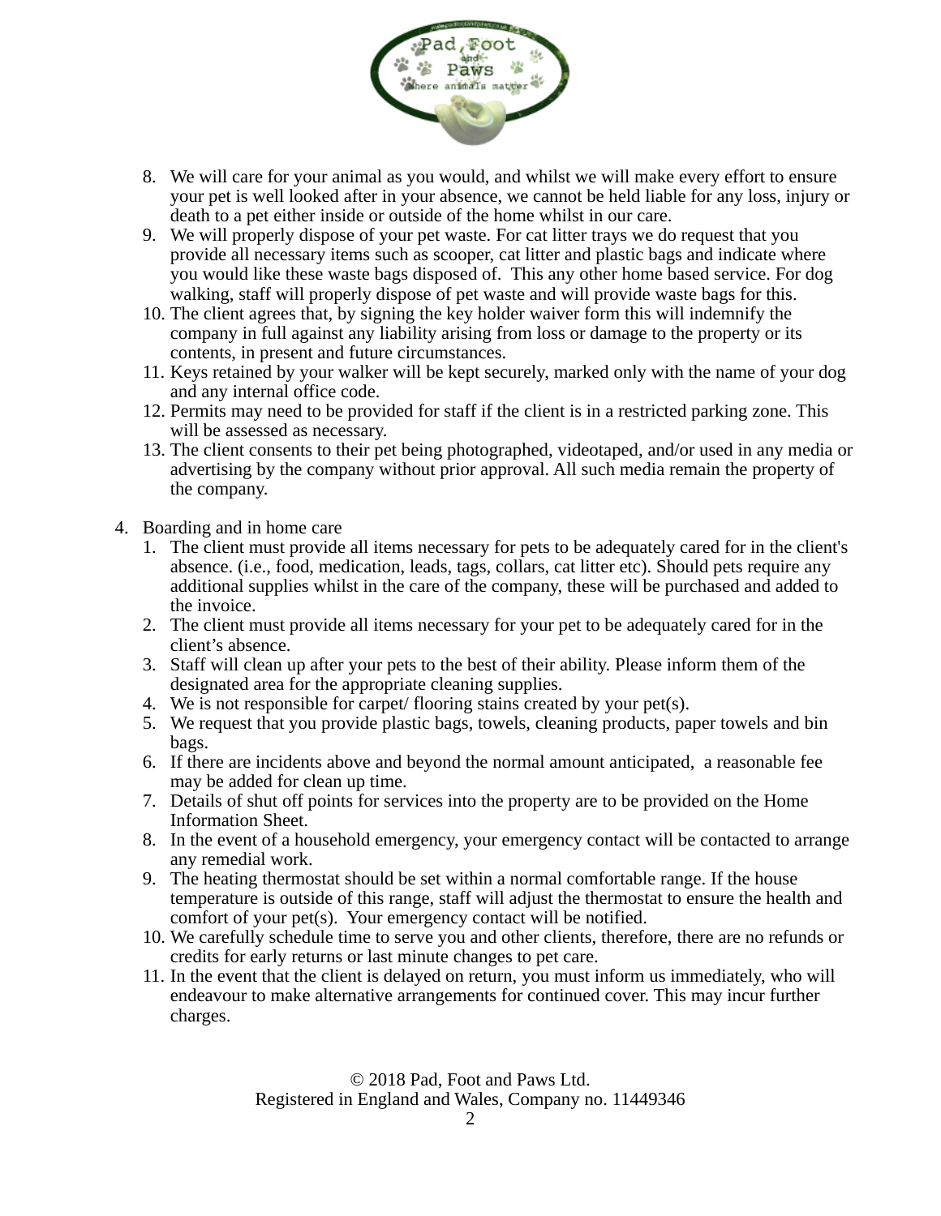8. We will care for your animal as you would, and whilst we will make every effort to ensure your pet is well looked after in your absence, we cannot be held liable for any loss, injury or death to a pet either inside or outside of the home whilst in our care.
9. We will properly dispose of your pet waste. For cat litter trays we do request that you provide all necessary items such as scooper, cat litter and plastic bags and indicate where you would like these waste bags disposed of. This any other home based service. For dog walking, staff will properly dispose of pet waste and will provide waste bags for this.
10. The client agrees that, by signing the key holder waiver form this will indemnify the company in full against any liability arising from loss or damage to the property or its contents, in present and future circumstances.
11. Keys retained by your walker will be kept securely, marked only with the name of your dog and any internal office code.
12. Permits may need to be provided for staff if the client is in a restricted parking zone. This will be assessed as necessary.
13. The client consents to their pet being photographed, videotaped, and/or used in any media or advertising by the company without prior approval. All such media remain the property of the company.

4. Boarding and in home care
    1. The client must provide all items necessary for pets to be adequately cared for in the client's absence. (i.e., food, medication, leads, tags, collars, cat litter etc). Should pets require any additional supplies whilst in the care of the company, these will be purchased and added to the invoice.
    2. The client must provide all items necessary for your pet to be adequately cared for in the client's absence.
    3. Staff will clean up after your pets to the best of their ability. Please inform them of the designated area for the appropriate cleaning supplies.
    4. We is not responsible for carpet/ flooring stains created by your pet(s).
    5. We request that you provide plastic bags, towels, cleaning products, paper towels and bin bags.
    6. If there are incidents above and beyond the normal amount anticipated, a reasonable fee may be added for clean up time.
    7. Details of shut off points for services into the property are to be provided on the Home Information Sheet.
    8. In the event of a household emergency, your emergency contact will be contacted to arrange any remedial work.
    9. The heating thermostat should be set within a normal comfortable range. If the house temperature is outside of this range, staff will adjust the thermostat to ensure the health and comfort of your pet(s). Your emergency contact will be notified.
    10. We carefully schedule time to serve you and other clients, therefore, there are no refunds or credits for early returns or last minute changes to pet care.
    11. In the event that the client is delayed on return, you must inform us immediately, who will endeavour to make alternative arrangements for continued cover. This may incur further charges.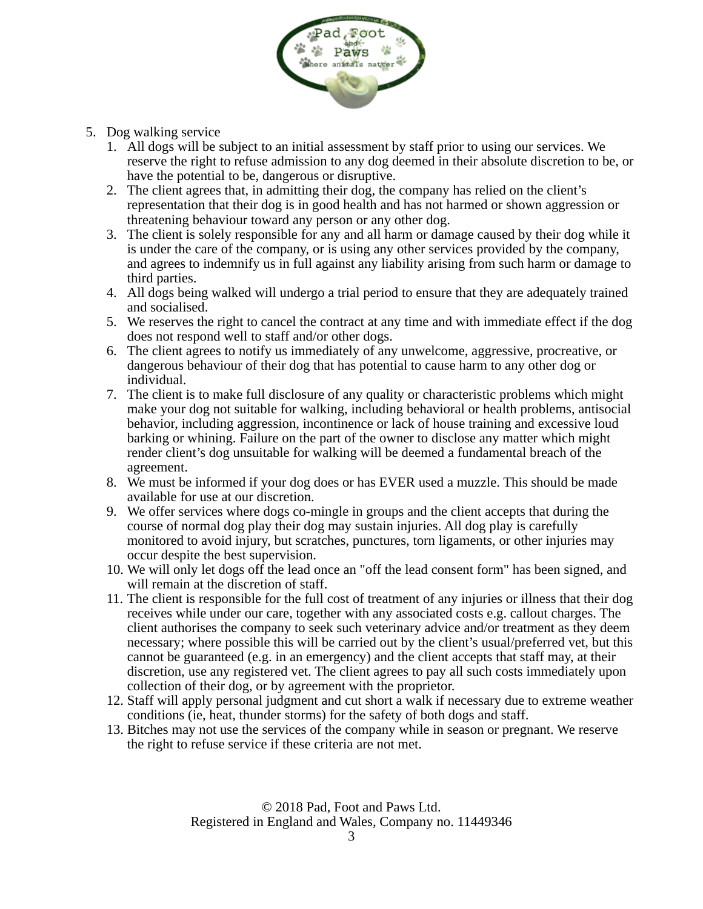5. Dog walking service
    1. All dogs will be subject to an initial assessment by staff prior to using our services. We reserve the right to refuse admission to any dog deemed in their absolute discretion to be, or have the potential to be, dangerous or disruptive.
    2. The client agrees that, in admitting their dog, the company has relied on the client's representation that their dog is in good health and has not harmed or shown aggression or threatening behaviour toward any person or any other dog.
    3. The client is solely responsible for any and all harm or damage caused by their dog while it is under the care of the company, or is using any other services provided by the company, and agrees to indemnify us in full against any liability arising from such harm or damage to third parties.
    4. All dogs being walked will undergo a trial period to ensure that they are adequately trained and socialised.
    5. We reserves the right to cancel the contract at any time and with immediate effect if the dog does not respond well to staff and/or other dogs.
    6. The client agrees to notify us immediately of any unwelcome, aggressive, procreative, or dangerous behaviour of their dog that has potential to cause harm to any other dog or individual.
    7. The client is to make full disclosure of any quality or characteristic problems which might make your dog not suitable for walking, including behavioral or health problems, antisocial behavior, including aggression, incontinence or lack of house training and excessive loud barking or whining. Failure on the part of the owner to disclose any matter which might render client's dog unsuitable for walking will be deemed a fundamental breach of the agreement.
    8. We must be informed if your dog does or has EVER used a muzzle. This should be made available for use at our discretion.
    9. We offer services where dogs co-mingle in groups and the client accepts that during the course of normal dog play their dog may sustain injuries. All dog play is carefully monitored to avoid injury, but scratches, punctures, torn ligaments, or other injuries may occur despite the best supervision.
    10. We will only let dogs off the lead once an "off the lead consent form" has been signed, and will remain at the discretion of staff.
    11. The client is responsible for the full cost of treatment of any injuries or illness that their dog receives while under our care, together with any associated costs e.g. callout charges. The client authorises the company to seek such veterinary advice and/or treatment as they deem necessary; where possible this will be carried out by the client's usual/preferred vet, but this cannot be guaranteed (e.g. in an emergency) and the client accepts that staff may, at their discretion, use any registered vet. The client agrees to pay all such costs immediately upon collection of their dog, or by agreement with the proprietor.
    12. Staff will apply personal judgment and cut short a walk if necessary due to extreme weather conditions (ie, heat, thunder storms) for the safety of both dogs and staff.
    13. Bitches may not use the services of the company while in season or pregnant. We reserve the right to refuse service if these criteria are not met.

© 2018 Pad, Foot and Paws Ltd.
Registered in England and Wales, Company no. 11449346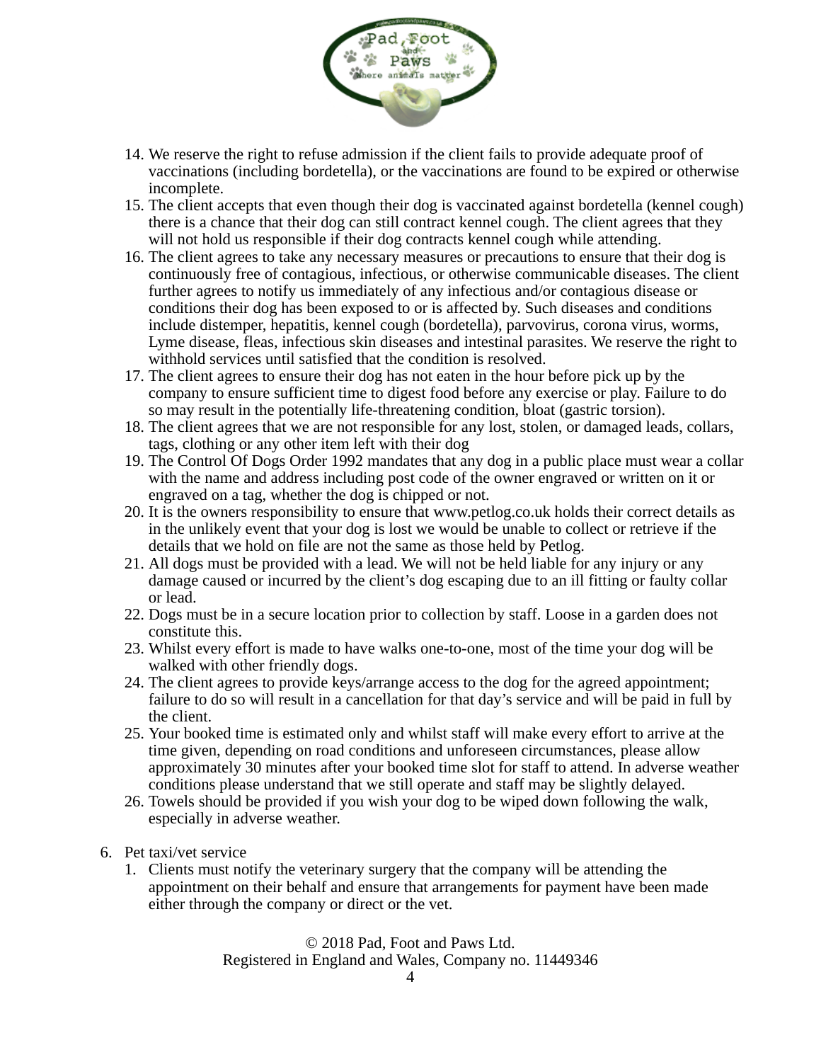14. We reserve the right to refuse admission if the client fails to provide adequate proof of vaccinations (including bordetella), or the vaccinations are found to be expired or otherwise incomplete.
15. The client accepts that even though their dog is vaccinated against bordetella (kennel cough) there is a chance that their dog can still contract kennel cough. The client agrees that they will not hold us responsible if their dog contracts kennel cough while attending.
16. The client agrees to take any necessary measures or precautions to ensure that their dog is continuously free of contagious, infectious, or otherwise communicable diseases. The client further agrees to notify us immediately of any infectious and/or contagious disease or conditions their dog has been exposed to or is affected by. Such diseases and conditions include distemper, hepatitis, kennel cough (bordetella), parvovirus, corona virus, worms, Lyme disease, fleas, infectious skin diseases and intestinal parasites. We reserve the right to withhold services until satisfied that the condition is resolved.
17. The client agrees to ensure their dog has not eaten in the hour before pick up by the company to ensure sufficient time to digest food before any exercise or play. Failure to do so may result in the potentially life-threatening condition, bloat (gastric torsion).
18. The client agrees that we are not responsible for any lost, stolen, or damaged leads, collars, tags, clothing or any other item left with their dog
19. The Control Of Dogs Order 1992 mandates that any dog in a public place must wear a collar with the name and address including post code of the owner engraved or written on it or engraved on a tag, whether the dog is chipped or not.
20. It is the owners responsibility to ensure that www.petlog.co.uk holds their correct details as in the unlikely event that your dog is lost we would be unable to collect or retrieve if the details that we hold on file are not the same as those held by Petlog.
21. All dogs must be provided with a lead. We will not be held liable for any injury or any damage caused or incurred by the client's dog escaping due to an ill fitting or faulty collar or lead.
22. Dogs must be in a secure location prior to collection by staff. Loose in a garden does not constitute this.
23. Whilst every effort is made to have walks one-to-one, most of the time your dog will be walked with other friendly dogs.
24. The client agrees to provide keys/arrange access to the dog for the agreed appointment; failure to do so will result in a cancellation for that day's service and will be paid in full by the client.
25. Your booked time is estimated only and whilst staff will make every effort to arrive at the time given, depending on road conditions and unforeseen circumstances, please allow approximately 30 minutes after your booked time slot for staff to attend. In adverse weather conditions please understand that we still operate and staff may be slightly delayed.
26. Towels should be provided if you wish your dog to be wiped down following the walk, especially in adverse weather.

6. Pet taxi/vet service
    1. Clients must notify the veterinary surgery that the company will be attending the appointment on their behalf and ensure that arrangements for payment have been made either through the company or direct or the vet.

© 2018 Pad, Foot and Paws Ltd.
Registered in England and Wales, Company no. 11449346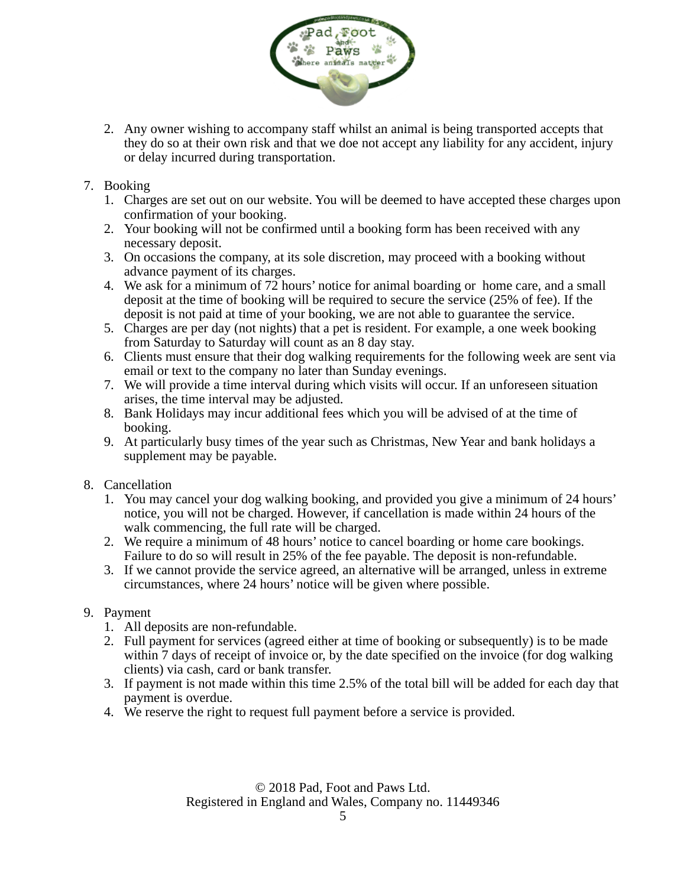2. Any owner wishing to accompany staff whilst an animal is being transported accepts that they do so at their own risk and that we doe not accept any liability for any accident, injury or delay incurred during transportation.

7. Booking
    1. Charges are set out on our website. You will be deemed to have accepted these charges upon confirmation of your booking.
    2. Your booking will not be confirmed until a booking form has been received with any necessary deposit.
    3. On occasions the company, at its sole discretion, may proceed with a booking without advance payment of its charges.
    4. We ask for a minimum of 72 hours' notice for animal boarding or home care, and a small deposit at the time of booking will be required to secure the service (25% of fee). If the deposit is not paid at time of your booking, we are not able to guarantee the service.
    5. Charges are per day (not nights) that a pet is resident. For example, a one week booking from Saturday to Saturday will count as an 8 day stay.
    6. Clients must ensure that their dog walking requirements for the following week are sent via email or text to the company no later than Sunday evenings.
    7. We will provide a time interval during which visits will occur. If an unforeseen situation arises, the time interval may be adjusted.
    8. Bank Holidays may incur additional fees which you will be advised of at the time of booking.
    9. At particularly busy times of the year such as Christmas, New Year and bank holidays a supplement may be payable.

8. Cancellation
    1. You may cancel your dog walking booking, and provided you give a minimum of 24 hours' notice, you will not be charged. However, if cancellation is made within 24 hours of the walk commencing, the full rate will be charged.
    2. We require a minimum of 48 hours' notice to cancel boarding or home care bookings. Failure to do so will result in 25% of the fee payable. The deposit is non-refundable.
    3. If we cannot provide the service agreed, an alternative will be arranged, unless in extreme circumstances, where 24 hours' notice will be given where possible.

9. Payment
    1. All deposits are non-refundable.
    2. Full payment for services (agreed either at time of booking or subsequently) is to be made within 7 days of receipt of invoice or, by the date specified on the invoice (for dog walking clients) via cash, card or bank transfer.
    3. If payment is not made within this time 2.5% of the total bill will be added for each day that payment is overdue.
    4. We reserve the right to request full payment before a service is provided.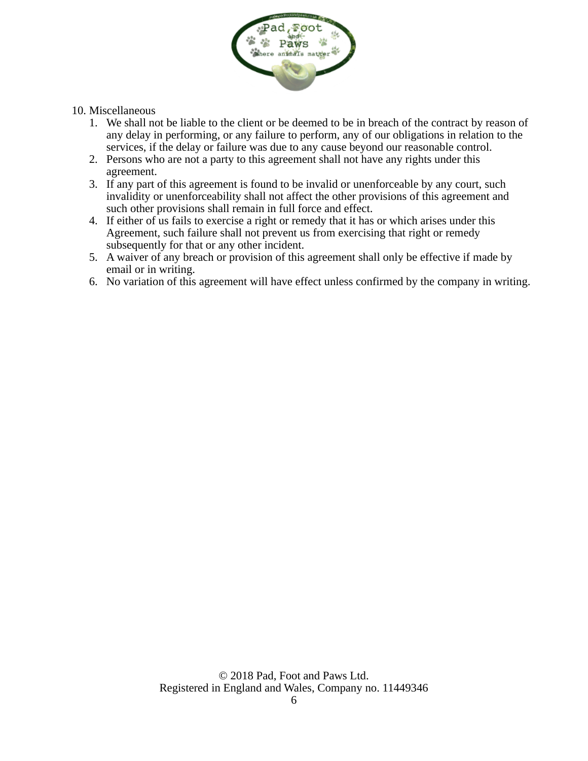10. Miscellaneous
    1. We shall not be liable to the client or be deemed to be in breach of the contract by reason of any delay in performing, or any failure to perform, any of our obligations in relation to the services, if the delay or failure was due to any cause beyond our reasonable control.
    2. Persons who are not a party to this agreement shall not have any rights under this agreement.
    3. If any part of this agreement is found to be invalid or unenforceable by any court, such invalidity or unenforceability shall not affect the other provisions of this agreement and such other provisions shall remain in full force and effect.
    4. If either of us fails to exercise a right or remedy that it has or which arises under this Agreement, such failure shall not prevent us from exercising that right or remedy subsequently for that or any other incident.
    5. A waiver of any breach or provision of this agreement shall only be effective if made by email or in writing.
    6. No variation of this agreement will have effect unless confirmed by the company in writing.